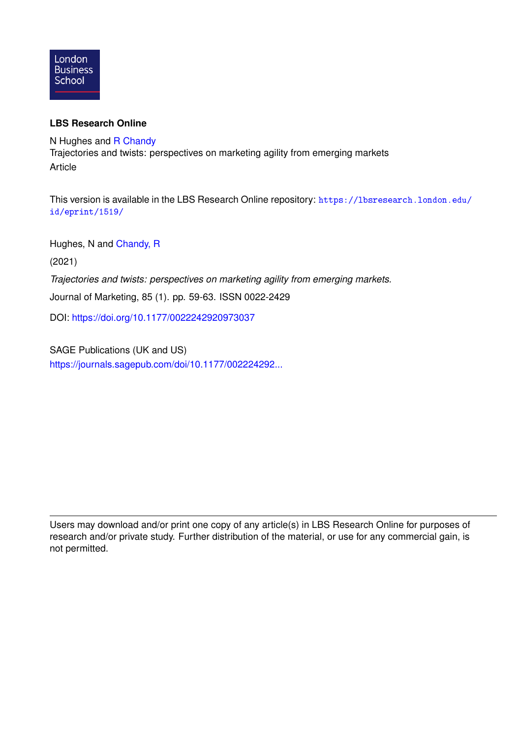London Business School

**LBS Research Online**

N Hughes and R Chandy
Trajectories and twists: perspectives on marketing agility from emerging markets
Article

This version is available in the LBS Research Online repository: https://lbsresearch.london.edu/id/eprint/1519/

Hughes, N and Chandy, R

(2021)

*Trajectories and twists: perspectives on marketing agility from emerging markets.*

Journal of Marketing, 85 (1). pp. 59-63. ISSN 0022-2429

DOI: https://doi.org/10.1177/0022242920973037

SAGE Publications (UK and US)
https://journals.sagepub.com/doi/10.1177/002224292...

---

Users may download and/or print one copy of any article(s) in LBS Research Online for purposes of research and/or private study. Further distribution of the material, or use for any commercial gain, is not permitted.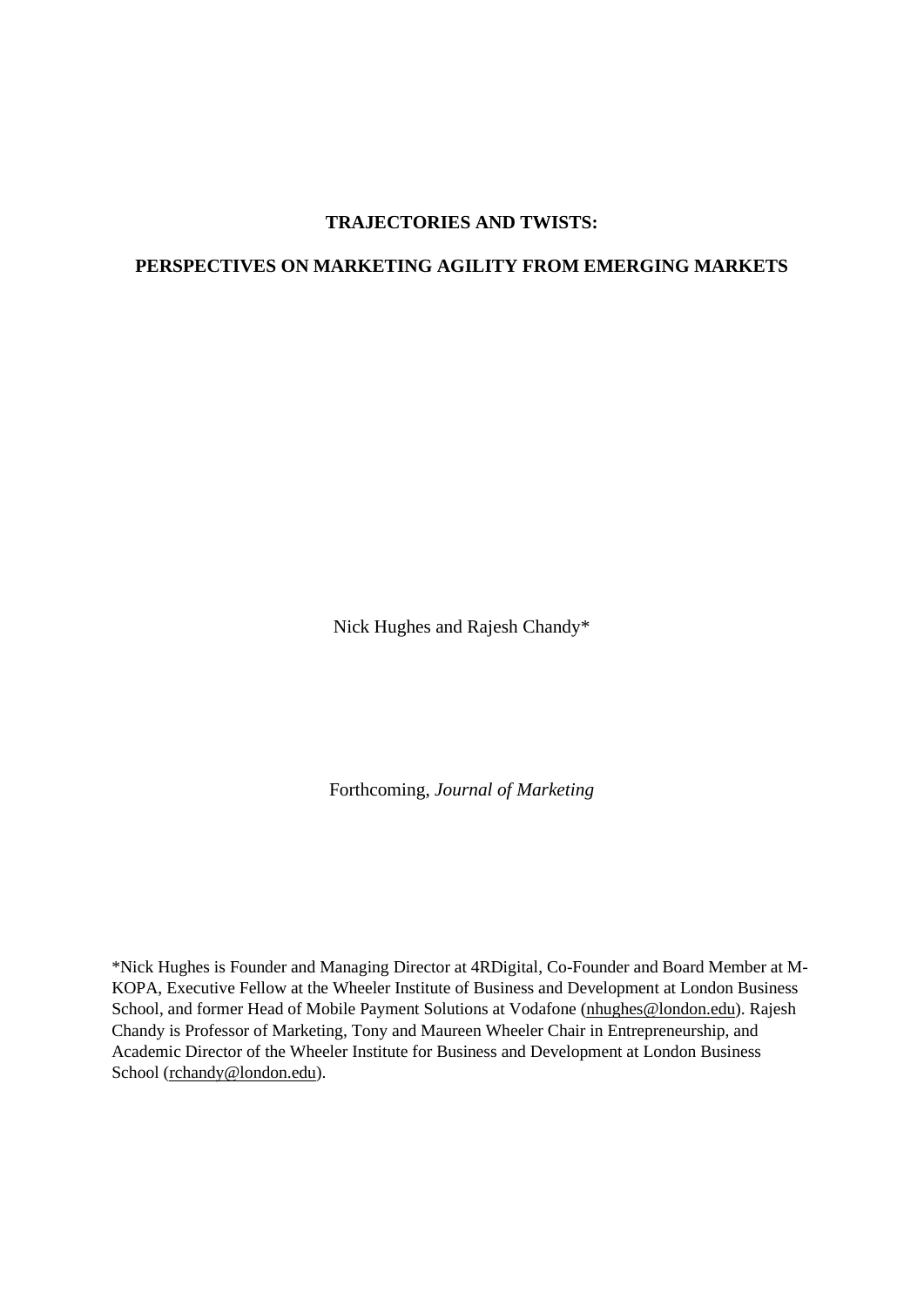**TRAJECTORIES AND TWISTS:**

**PERSPECTIVES ON MARKETING AGILITY FROM EMERGING MARKETS**

Nick Hughes and Rajesh Chandy*

Forthcoming, *Journal of Marketing*

*Nick Hughes is Founder and Managing Director at 4RDigital, Co-Founder and Board Member at M-KOPA, Executive Fellow at the Wheeler Institute of Business and Development at London Business School, and former Head of Mobile Payment Solutions at Vodafone (nhughes@london.edu). Rajesh Chandy is Professor of Marketing, Tony and Maureen Wheeler Chair in Entrepreneurship, and Academic Director of the Wheeler Institute for Business and Development at London Business School (rchandy@london.edu).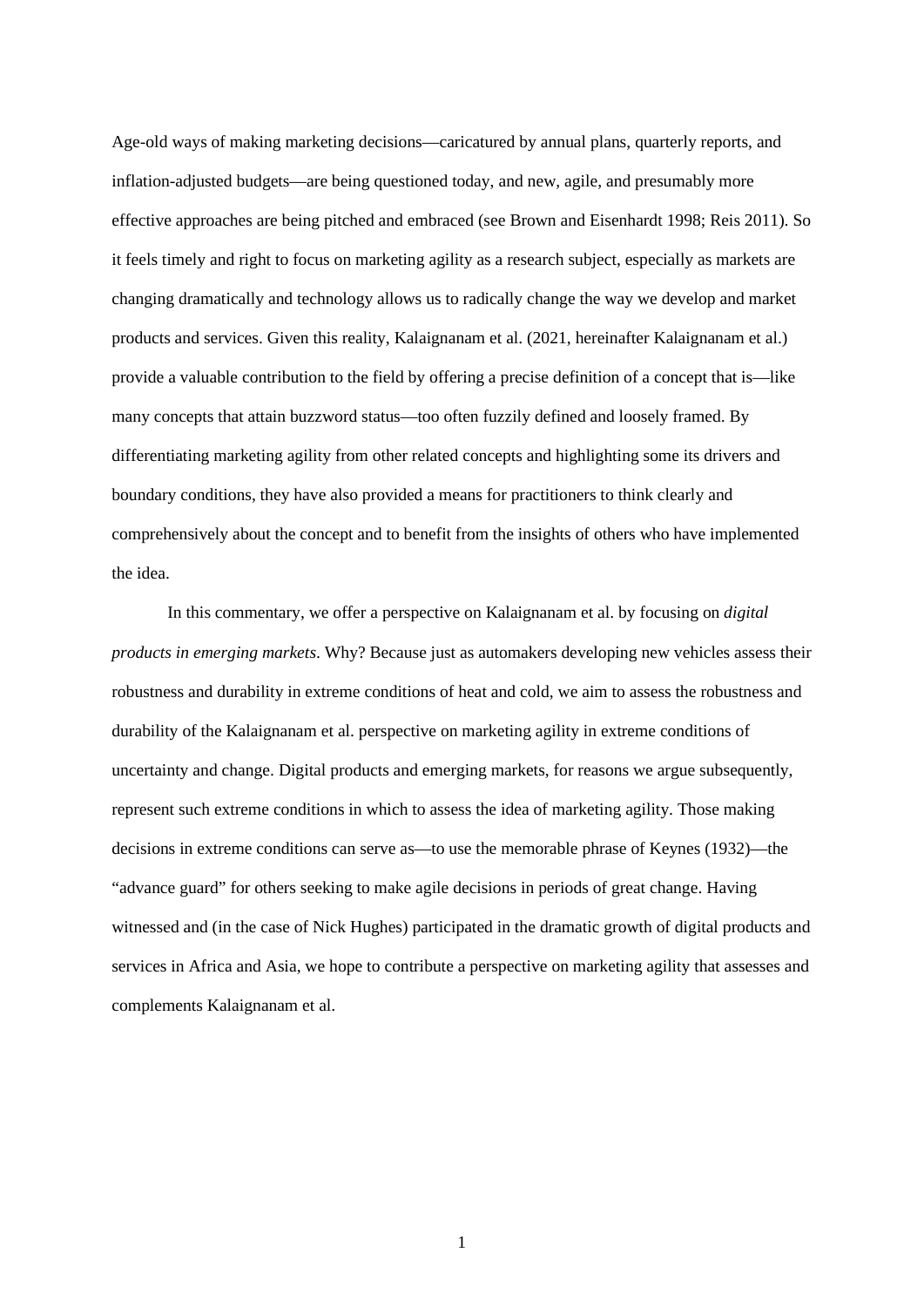Age-old ways of making marketing decisions—caricatured by annual plans, quarterly reports, and inflation-adjusted budgets—are being questioned today, and new, agile, and presumably more effective approaches are being pitched and embraced (see Brown and Eisenhardt 1998; Reis 2011). So it feels timely and right to focus on marketing agility as a research subject, especially as markets are changing dramatically and technology allows us to radically change the way we develop and market products and services. Given this reality, Kalaignanam et al. (2021, hereinafter Kalaignanam et al.) provide a valuable contribution to the field by offering a precise definition of a concept that is—like many concepts that attain buzzword status—too often fuzzily defined and loosely framed. By differentiating marketing agility from other related concepts and highlighting some its drivers and boundary conditions, they have also provided a means for practitioners to think clearly and comprehensively about the concept and to benefit from the insights of others who have implemented the idea.

In this commentary, we offer a perspective on Kalaignanam et al. by focusing on *digital products in emerging markets*. Why? Because just as automakers developing new vehicles assess their robustness and durability in extreme conditions of heat and cold, we aim to assess the robustness and durability of the Kalaignanam et al. perspective on marketing agility in extreme conditions of uncertainty and change. Digital products and emerging markets, for reasons we argue subsequently, represent such extreme conditions in which to assess the idea of marketing agility. Those making decisions in extreme conditions can serve as—to use the memorable phrase of Keynes (1932)—the "advance guard" for others seeking to make agile decisions in periods of great change. Having witnessed and (in the case of Nick Hughes) participated in the dramatic growth of digital products and services in Africa and Asia, we hope to contribute a perspective on marketing agility that assesses and complements Kalaignanam et al.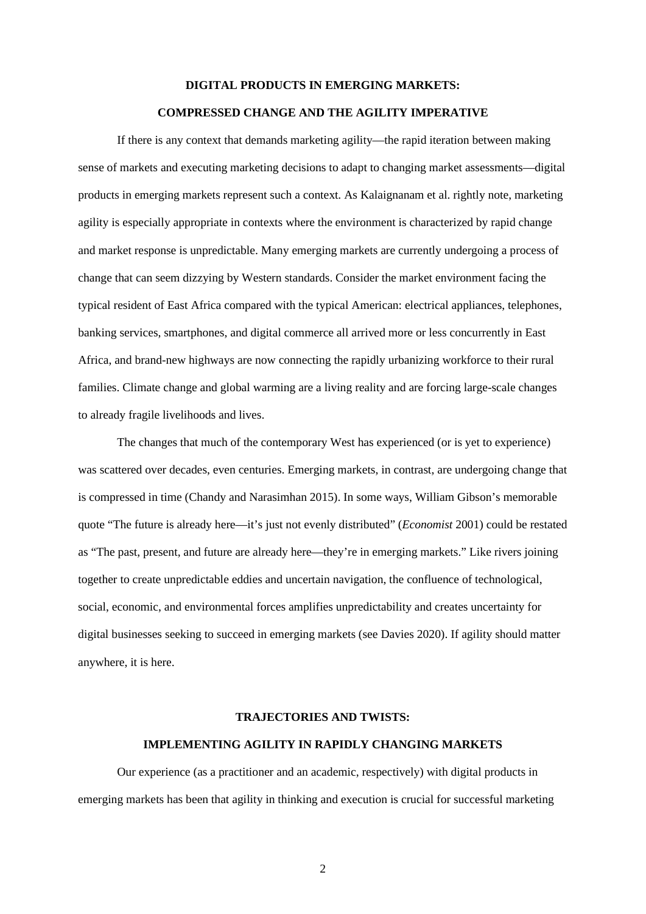## DIGITAL PRODUCTS IN EMERGING MARKETS: COMPRESSED CHANGE AND THE AGILITY IMPERATIVE

If there is any context that demands marketing agility—the rapid iteration between making sense of markets and executing marketing decisions to adapt to changing market assessments—digital products in emerging markets represent such a context. As Kalaignanam et al. rightly note, marketing agility is especially appropriate in contexts where the environment is characterized by rapid change and market response is unpredictable. Many emerging markets are currently undergoing a process of change that can seem dizzying by Western standards. Consider the market environment facing the typical resident of East Africa compared with the typical American: electrical appliances, telephones, banking services, smartphones, and digital commerce all arrived more or less concurrently in East Africa, and brand-new highways are now connecting the rapidly urbanizing workforce to their rural families. Climate change and global warming are a living reality and are forcing large-scale changes to already fragile livelihoods and lives.

The changes that much of the contemporary West has experienced (or is yet to experience) was scattered over decades, even centuries. Emerging markets, in contrast, are undergoing change that is compressed in time (Chandy and Narasimhan 2015). In some ways, William Gibson's memorable quote "The future is already here—it's just not evenly distributed" (*Economist* 2001) could be restated as "The past, present, and future are already here—they're in emerging markets." Like rivers joining together to create unpredictable eddies and uncertain navigation, the confluence of technological, social, economic, and environmental forces amplifies unpredictability and creates uncertainty for digital businesses seeking to succeed in emerging markets (see Davies 2020). If agility should matter anywhere, it is here.

## TRAJECTORIES AND TWISTS: IMPLEMENTING AGILITY IN RAPIDLY CHANGING MARKETS

Our experience (as a practitioner and an academic, respectively) with digital products in emerging markets has been that agility in thinking and execution is crucial for successful marketing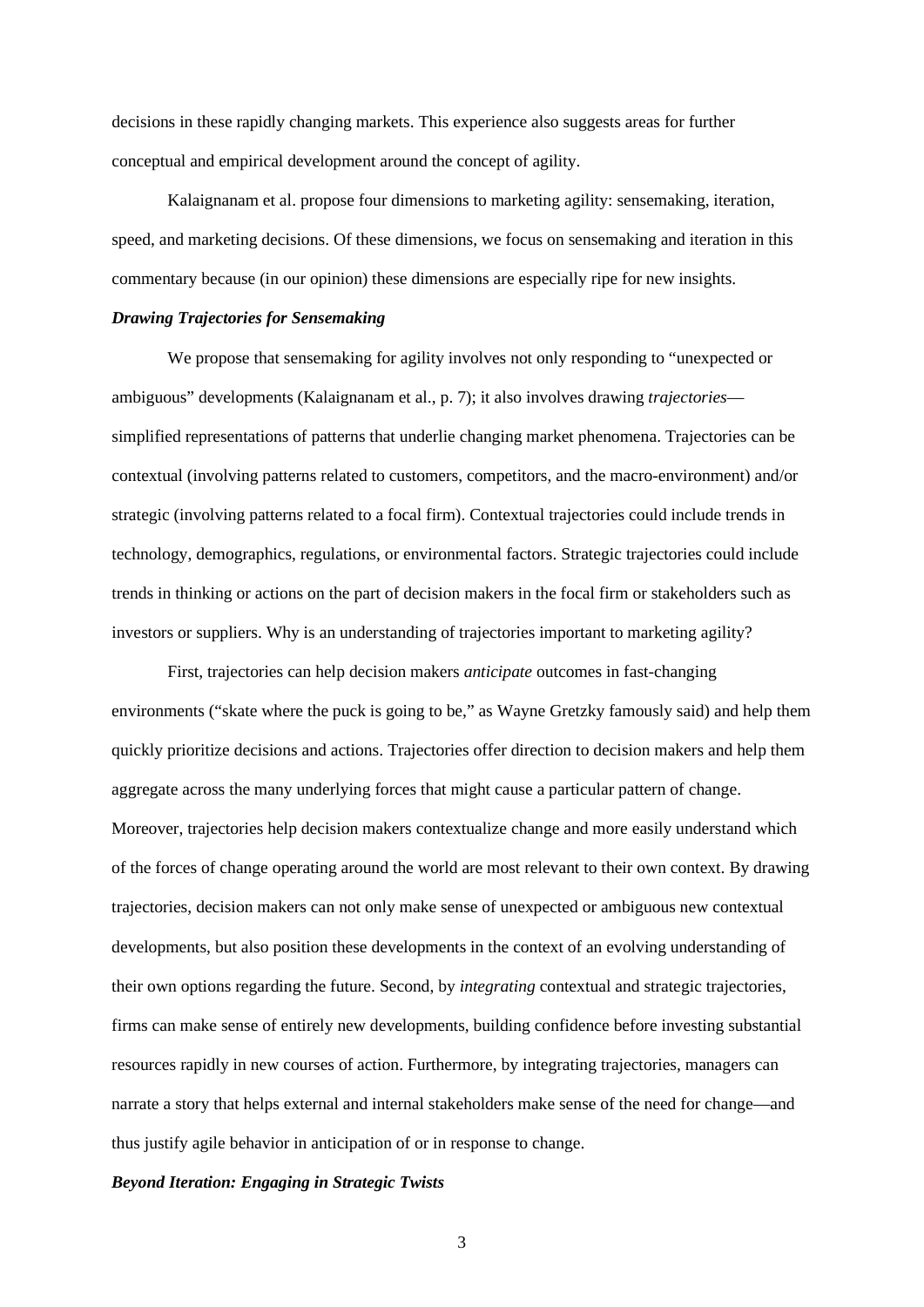decisions in these rapidly changing markets. This experience also suggests areas for further conceptual and empirical development around the concept of agility.

Kalaignanam et al. propose four dimensions to marketing agility: sensemaking, iteration, speed, and marketing decisions. Of these dimensions, we focus on sensemaking and iteration in this commentary because (in our opinion) these dimensions are especially ripe for new insights.

***Drawing Trajectories for Sensemaking***

We propose that sensemaking for agility involves not only responding to "unexpected or ambiguous" developments (Kalaignanam et al., p. 7); it also involves drawing *trajectories*—simplified representations of patterns that underlie changing market phenomena. Trajectories can be contextual (involving patterns related to customers, competitors, and the macro-environment) and/or strategic (involving patterns related to a focal firm). Contextual trajectories could include trends in technology, demographics, regulations, or environmental factors. Strategic trajectories could include trends in thinking or actions on the part of decision makers in the focal firm or stakeholders such as investors or suppliers. Why is an understanding of trajectories important to marketing agility?

First, trajectories can help decision makers *anticipate* outcomes in fast-changing environments ("skate where the puck is going to be," as Wayne Gretzky famously said) and help them quickly prioritize decisions and actions. Trajectories offer direction to decision makers and help them aggregate across the many underlying forces that might cause a particular pattern of change. Moreover, trajectories help decision makers contextualize change and more easily understand which of the forces of change operating around the world are most relevant to their own context. By drawing trajectories, decision makers can not only make sense of unexpected or ambiguous new contextual developments, but also position these developments in the context of an evolving understanding of their own options regarding the future. Second, by *integrating* contextual and strategic trajectories, firms can make sense of entirely new developments, building confidence before investing substantial resources rapidly in new courses of action. Furthermore, by integrating trajectories, managers can narrate a story that helps external and internal stakeholders make sense of the need for change—and thus justify agile behavior in anticipation of or in response to change.

***Beyond Iteration: Engaging in Strategic Twists***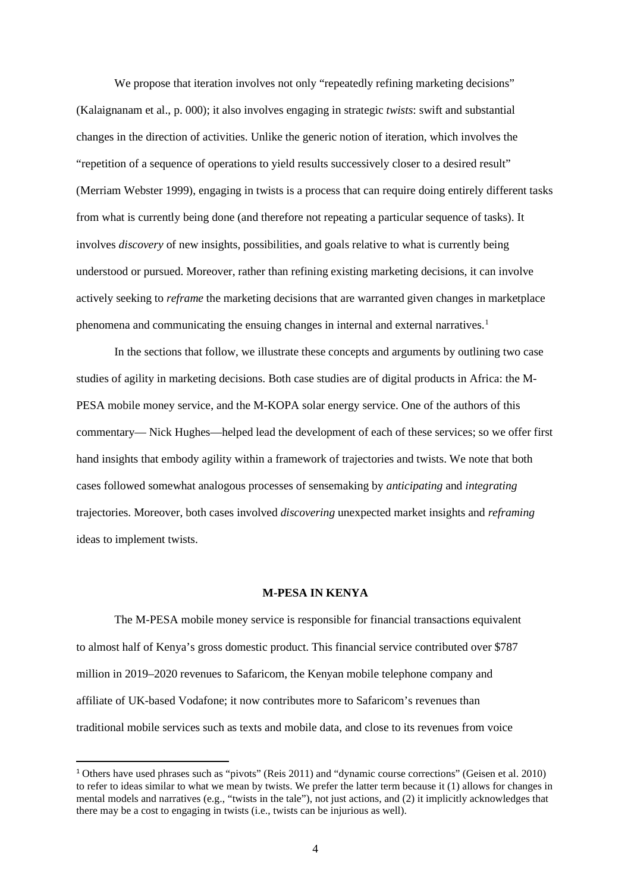We propose that iteration involves not only "repeatedly refining marketing decisions" (Kalaignanam et al., p. 000); it also involves engaging in strategic *twists*: swift and substantial changes in the direction of activities. Unlike the generic notion of iteration, which involves the "repetition of a sequence of operations to yield results successively closer to a desired result" (Merriam Webster 1999), engaging in twists is a process that can require doing entirely different tasks from what is currently being done (and therefore not repeating a particular sequence of tasks). It involves *discovery* of new insights, possibilities, and goals relative to what is currently being understood or pursued. Moreover, rather than refining existing marketing decisions, it can involve actively seeking to *reframe* the marketing decisions that are warranted given changes in marketplace phenomena and communicating the ensuing changes in internal and external narratives.[1]

In the sections that follow, we illustrate these concepts and arguments by outlining two case studies of agility in marketing decisions. Both case studies are of digital products in Africa: the M-PESA mobile money service, and the M-KOPA solar energy service. One of the authors of this commentary— Nick Hughes—helped lead the development of each of these services; so we offer first hand insights that embody agility within a framework of trajectories and twists. We note that both cases followed somewhat analogous processes of sensemaking by *anticipating* and *integrating* trajectories. Moreover, both cases involved *discovering* unexpected market insights and *reframing* ideas to implement twists.

## M-PESA IN KENYA

The M-PESA mobile money service is responsible for financial transactions equivalent to almost half of Kenya's gross domestic product. This financial service contributed over $787 million in 2019–2020 revenues to Safaricom, the Kenyan mobile telephone company and affiliate of UK-based Vodafone; it now contributes more to Safaricom's revenues than traditional mobile services such as texts and mobile data, and close to its revenues from voice

[1] Others have used phrases such as "pivots" (Reis 2011) and "dynamic course corrections" (Geisen et al. 2010) to refer to ideas similar to what we mean by twists. We prefer the latter term because it (1) allows for changes in mental models and narratives (e.g., "twists in the tale"), not just actions, and (2) it implicitly acknowledges that there may be a cost to engaging in twists (i.e., twists can be injurious as well).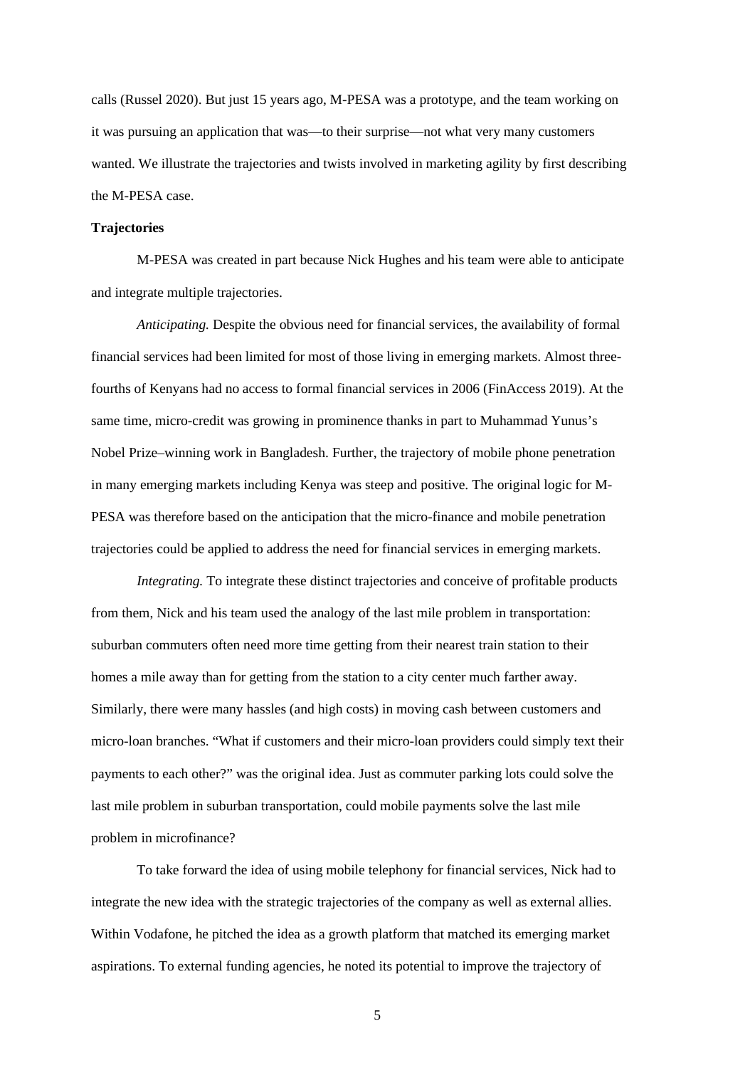calls (Russel 2020). But just 15 years ago, M-PESA was a prototype, and the team working on it was pursuing an application that was—to their surprise—not what very many customers wanted. We illustrate the trajectories and twists involved in marketing agility by first describing the M-PESA case.

**Trajectories**

M-PESA was created in part because Nick Hughes and his team were able to anticipate and integrate multiple trajectories.

*Anticipating.* Despite the obvious need for financial services, the availability of formal financial services had been limited for most of those living in emerging markets. Almost three-fourths of Kenyans had no access to formal financial services in 2006 (FinAccess 2019). At the same time, micro-credit was growing in prominence thanks in part to Muhammad Yunus's Nobel Prize–winning work in Bangladesh. Further, the trajectory of mobile phone penetration in many emerging markets including Kenya was steep and positive. The original logic for M-PESA was therefore based on the anticipation that the micro-finance and mobile penetration trajectories could be applied to address the need for financial services in emerging markets.

*Integrating.* To integrate these distinct trajectories and conceive of profitable products from them, Nick and his team used the analogy of the last mile problem in transportation: suburban commuters often need more time getting from their nearest train station to their homes a mile away than for getting from the station to a city center much farther away. Similarly, there were many hassles (and high costs) in moving cash between customers and micro-loan branches. "What if customers and their micro-loan providers could simply text their payments to each other?" was the original idea. Just as commuter parking lots could solve the last mile problem in suburban transportation, could mobile payments solve the last mile problem in microfinance?

To take forward the idea of using mobile telephony for financial services, Nick had to integrate the new idea with the strategic trajectories of the company as well as external allies. Within Vodafone, he pitched the idea as a growth platform that matched its emerging market aspirations. To external funding agencies, he noted its potential to improve the trajectory of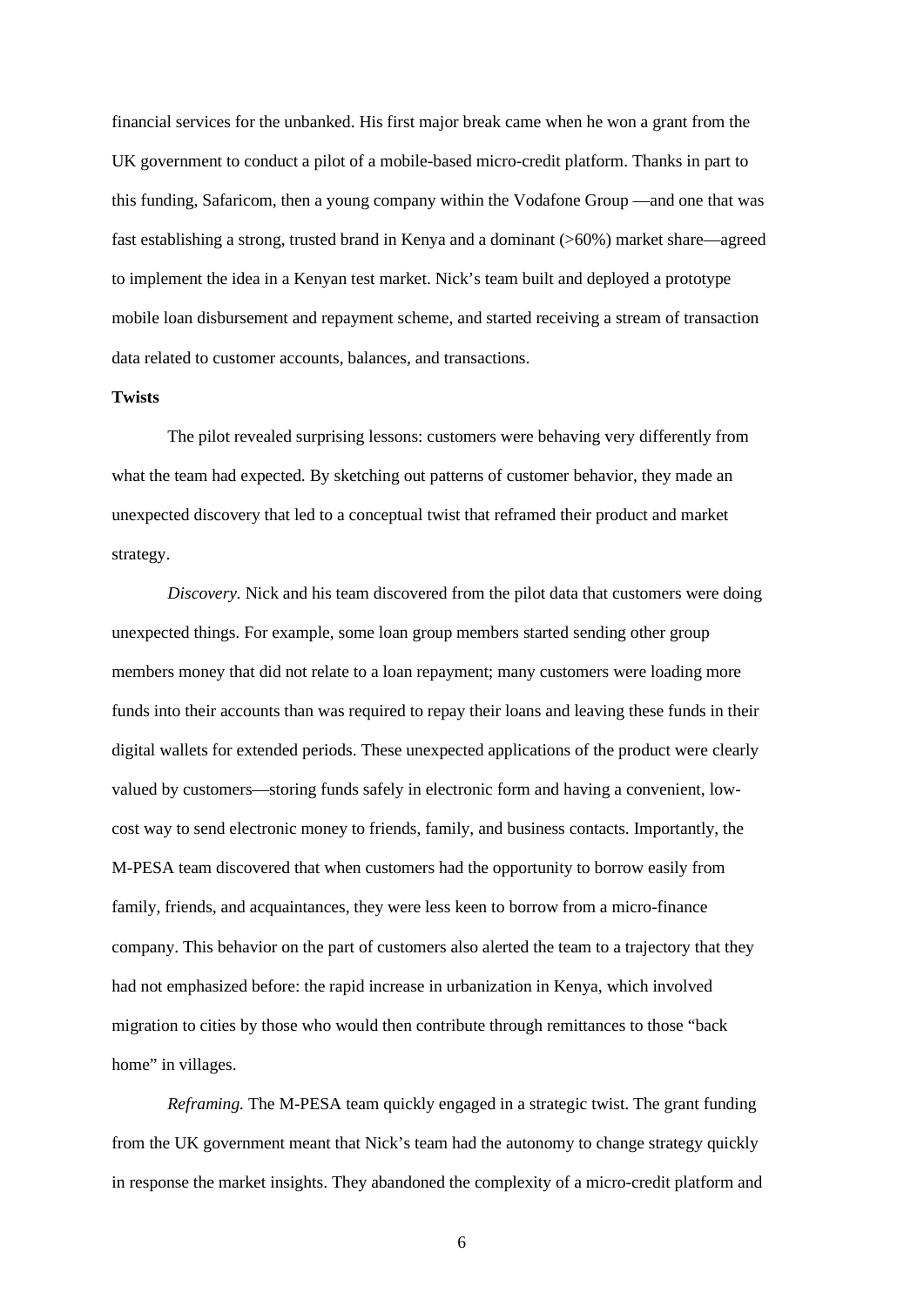financial services for the unbanked. His first major break came when he won a grant from the UK government to conduct a pilot of a mobile-based micro-credit platform. Thanks in part to this funding, Safaricom, then a young company within the Vodafone Group —and one that was fast establishing a strong, trusted brand in Kenya and a dominant (>60%) market share—agreed to implement the idea in a Kenyan test market. Nick's team built and deployed a prototype mobile loan disbursement and repayment scheme, and started receiving a stream of transaction data related to customer accounts, balances, and transactions.

**Twists**

The pilot revealed surprising lessons: customers were behaving very differently from what the team had expected. By sketching out patterns of customer behavior, they made an unexpected discovery that led to a conceptual twist that reframed their product and market strategy.

*Discovery.* Nick and his team discovered from the pilot data that customers were doing unexpected things. For example, some loan group members started sending other group members money that did not relate to a loan repayment; many customers were loading more funds into their accounts than was required to repay their loans and leaving these funds in their digital wallets for extended periods. These unexpected applications of the product were clearly valued by customers—storing funds safely in electronic form and having a convenient, low-cost way to send electronic money to friends, family, and business contacts. Importantly, the M-PESA team discovered that when customers had the opportunity to borrow easily from family, friends, and acquaintances, they were less keen to borrow from a micro-finance company. This behavior on the part of customers also alerted the team to a trajectory that they had not emphasized before: the rapid increase in urbanization in Kenya, which involved migration to cities by those who would then contribute through remittances to those "back home" in villages.

*Reframing.* The M-PESA team quickly engaged in a strategic twist. The grant funding from the UK government meant that Nick's team had the autonomy to change strategy quickly in response the market insights. They abandoned the complexity of a micro-credit platform and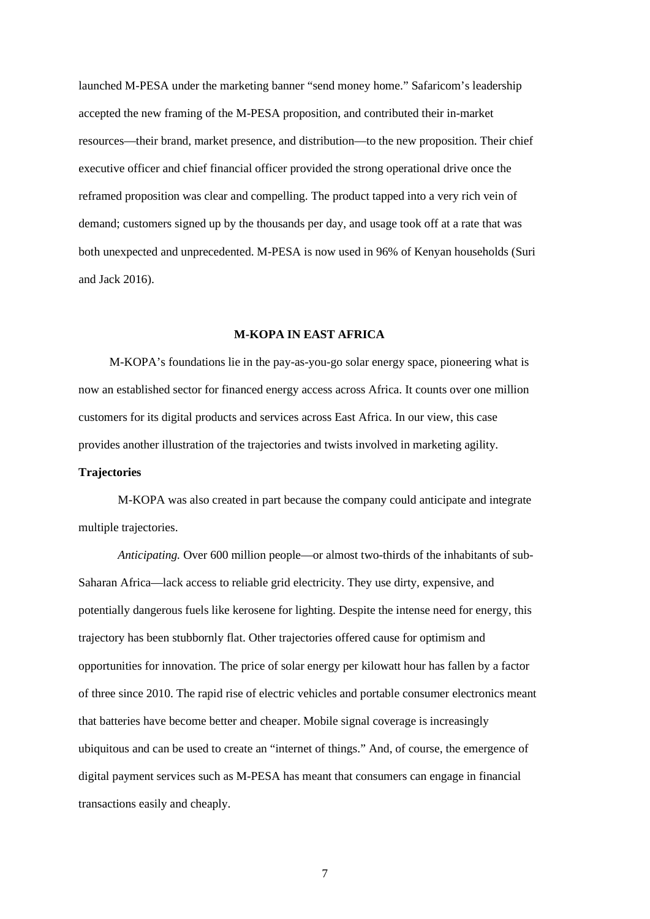launched M-PESA under the marketing banner "send money home." Safaricom's leadership accepted the new framing of the M-PESA proposition, and contributed their in-market resources—their brand, market presence, and distribution—to the new proposition. Their chief executive officer and chief financial officer provided the strong operational drive once the reframed proposition was clear and compelling. The product tapped into a very rich vein of demand; customers signed up by the thousands per day, and usage took off at a rate that was both unexpected and unprecedented. M-PESA is now used in 96% of Kenyan households (Suri and Jack 2016).

## M-KOPA IN EAST AFRICA

M-KOPA's foundations lie in the pay-as-you-go solar energy space, pioneering what is now an established sector for financed energy access across Africa. It counts over one million customers for its digital products and services across East Africa. In our view, this case provides another illustration of the trajectories and twists involved in marketing agility.

### Trajectories

M-KOPA was also created in part because the company could anticipate and integrate multiple trajectories.

*Anticipating.* Over 600 million people—or almost two-thirds of the inhabitants of sub-Saharan Africa—lack access to reliable grid electricity. They use dirty, expensive, and potentially dangerous fuels like kerosene for lighting. Despite the intense need for energy, this trajectory has been stubbornly flat. Other trajectories offered cause for optimism and opportunities for innovation. The price of solar energy per kilowatt hour has fallen by a factor of three since 2010. The rapid rise of electric vehicles and portable consumer electronics meant that batteries have become better and cheaper. Mobile signal coverage is increasingly ubiquitous and can be used to create an "internet of things." And, of course, the emergence of digital payment services such as M-PESA has meant that consumers can engage in financial transactions easily and cheaply.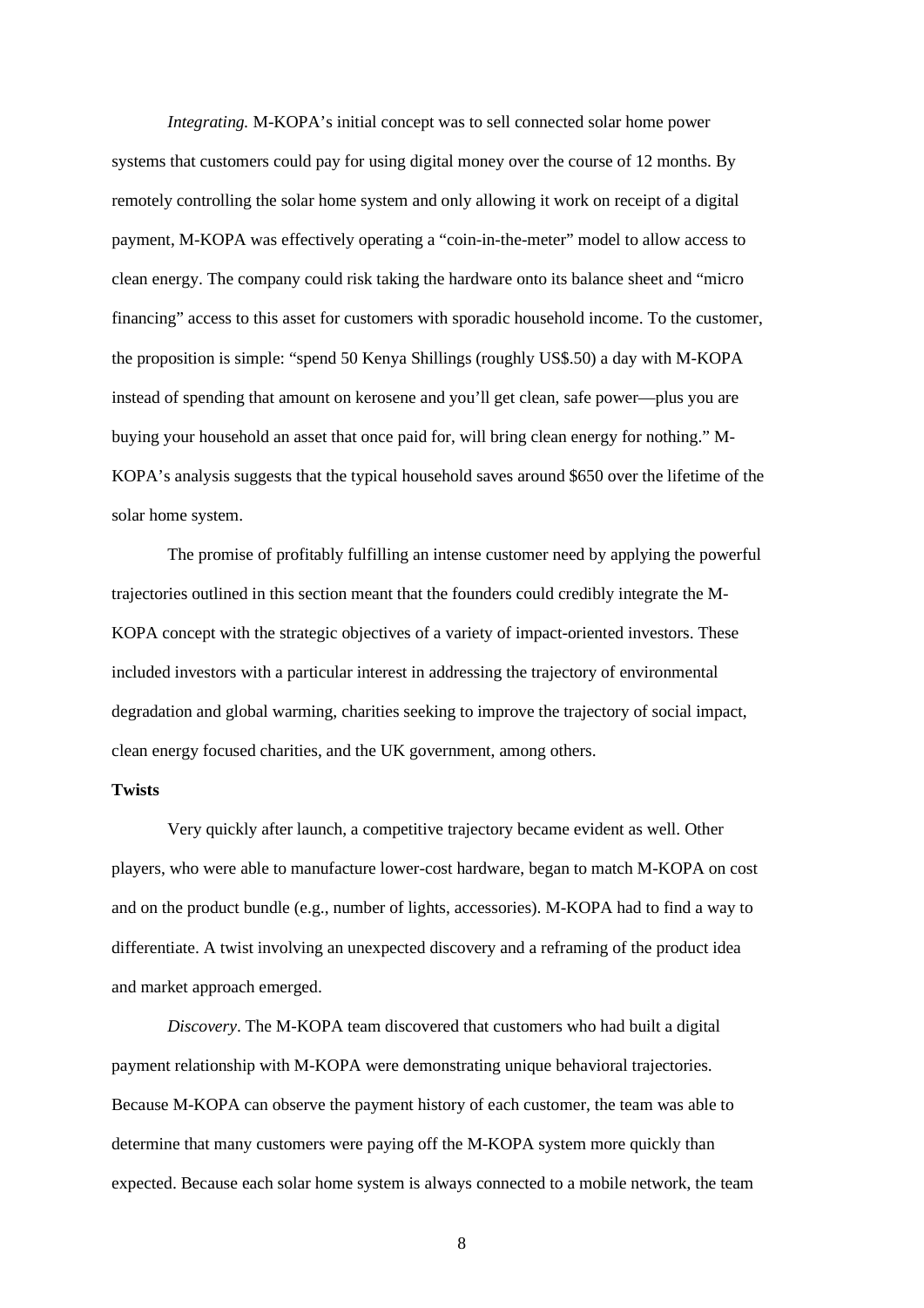*Integrating.* M-KOPA's initial concept was to sell connected solar home power systems that customers could pay for using digital money over the course of 12 months. By remotely controlling the solar home system and only allowing it work on receipt of a digital payment, M-KOPA was effectively operating a "coin-in-the-meter" model to allow access to clean energy. The company could risk taking the hardware onto its balance sheet and "micro financing" access to this asset for customers with sporadic household income. To the customer, the proposition is simple: "spend 50 Kenya Shillings (roughly US$.50) a day with M-KOPA instead of spending that amount on kerosene and you'll get clean, safe power—plus you are buying your household an asset that once paid for, will bring clean energy for nothing." M-KOPA's analysis suggests that the typical household saves around $650 over the lifetime of the solar home system.

The promise of profitably fulfilling an intense customer need by applying the powerful trajectories outlined in this section meant that the founders could credibly integrate the M-KOPA concept with the strategic objectives of a variety of impact-oriented investors. These included investors with a particular interest in addressing the trajectory of environmental degradation and global warming, charities seeking to improve the trajectory of social impact, clean energy focused charities, and the UK government, among others.

**Twists**

Very quickly after launch, a competitive trajectory became evident as well. Other players, who were able to manufacture lower-cost hardware, began to match M-KOPA on cost and on the product bundle (e.g., number of lights, accessories). M-KOPA had to find a way to differentiate. A twist involving an unexpected discovery and a reframing of the product idea and market approach emerged.

*Discovery*. The M-KOPA team discovered that customers who had built a digital payment relationship with M-KOPA were demonstrating unique behavioral trajectories. Because M-KOPA can observe the payment history of each customer, the team was able to determine that many customers were paying off the M-KOPA system more quickly than expected. Because each solar home system is always connected to a mobile network, the team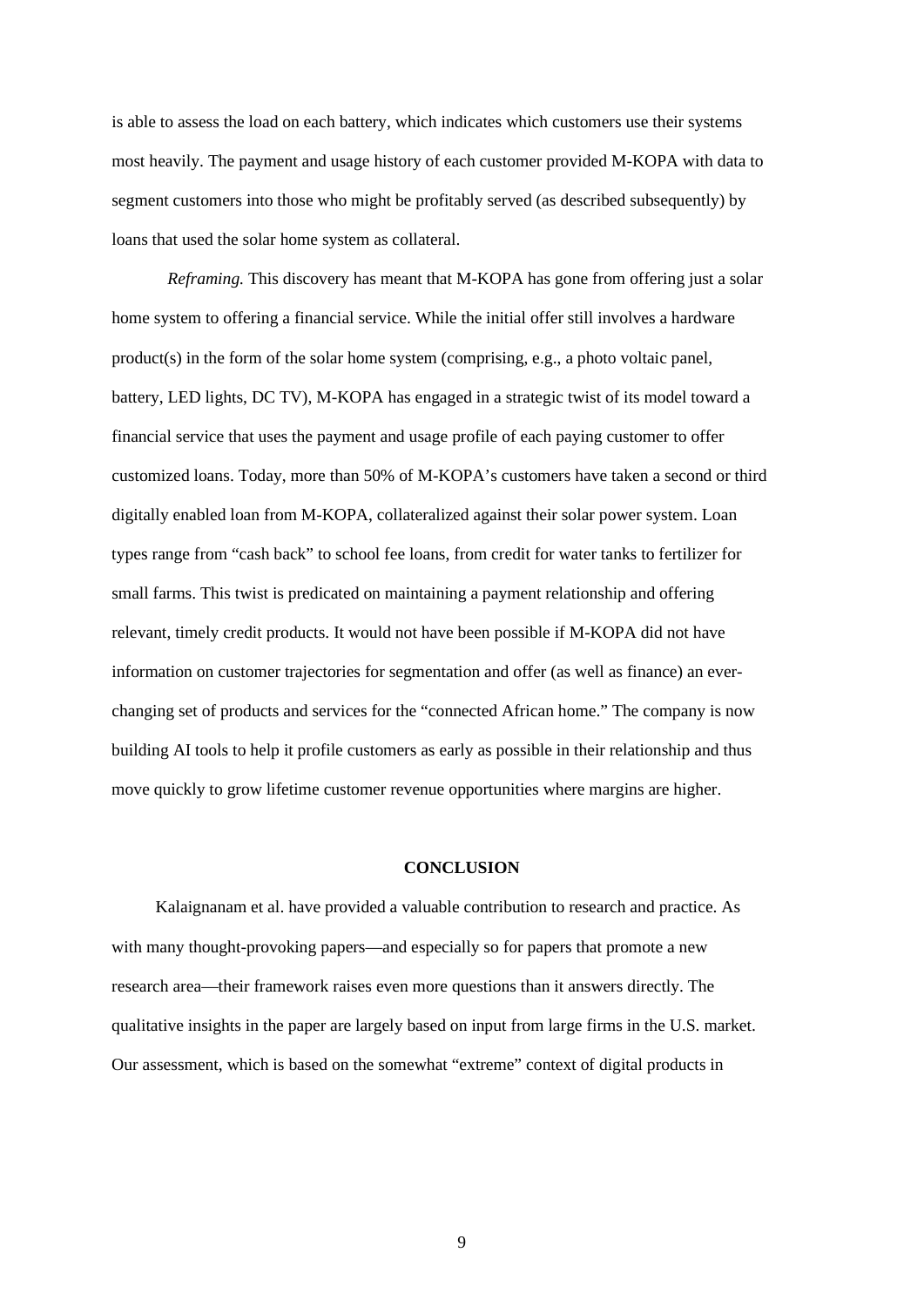is able to assess the load on each battery, which indicates which customers use their systems most heavily. The payment and usage history of each customer provided M-KOPA with data to segment customers into those who might be profitably served (as described subsequently) by loans that used the solar home system as collateral.

*Reframing.* This discovery has meant that M-KOPA has gone from offering just a solar home system to offering a financial service. While the initial offer still involves a hardware product(s) in the form of the solar home system (comprising, e.g., a photo voltaic panel, battery, LED lights, DC TV), M-KOPA has engaged in a strategic twist of its model toward a financial service that uses the payment and usage profile of each paying customer to offer customized loans. Today, more than 50% of M-KOPA's customers have taken a second or third digitally enabled loan from M-KOPA, collateralized against their solar power system. Loan types range from "cash back" to school fee loans, from credit for water tanks to fertilizer for small farms. This twist is predicated on maintaining a payment relationship and offering relevant, timely credit products. It would not have been possible if M-KOPA did not have information on customer trajectories for segmentation and offer (as well as finance) an ever-changing set of products and services for the "connected African home." The company is now building AI tools to help it profile customers as early as possible in their relationship and thus move quickly to grow lifetime customer revenue opportunities where margins are higher.

## CONCLUSION

Kalaignanam et al. have provided a valuable contribution to research and practice. As with many thought-provoking papers—and especially so for papers that promote a new research area—their framework raises even more questions than it answers directly. The qualitative insights in the paper are largely based on input from large firms in the U.S. market. Our assessment, which is based on the somewhat "extreme" context of digital products in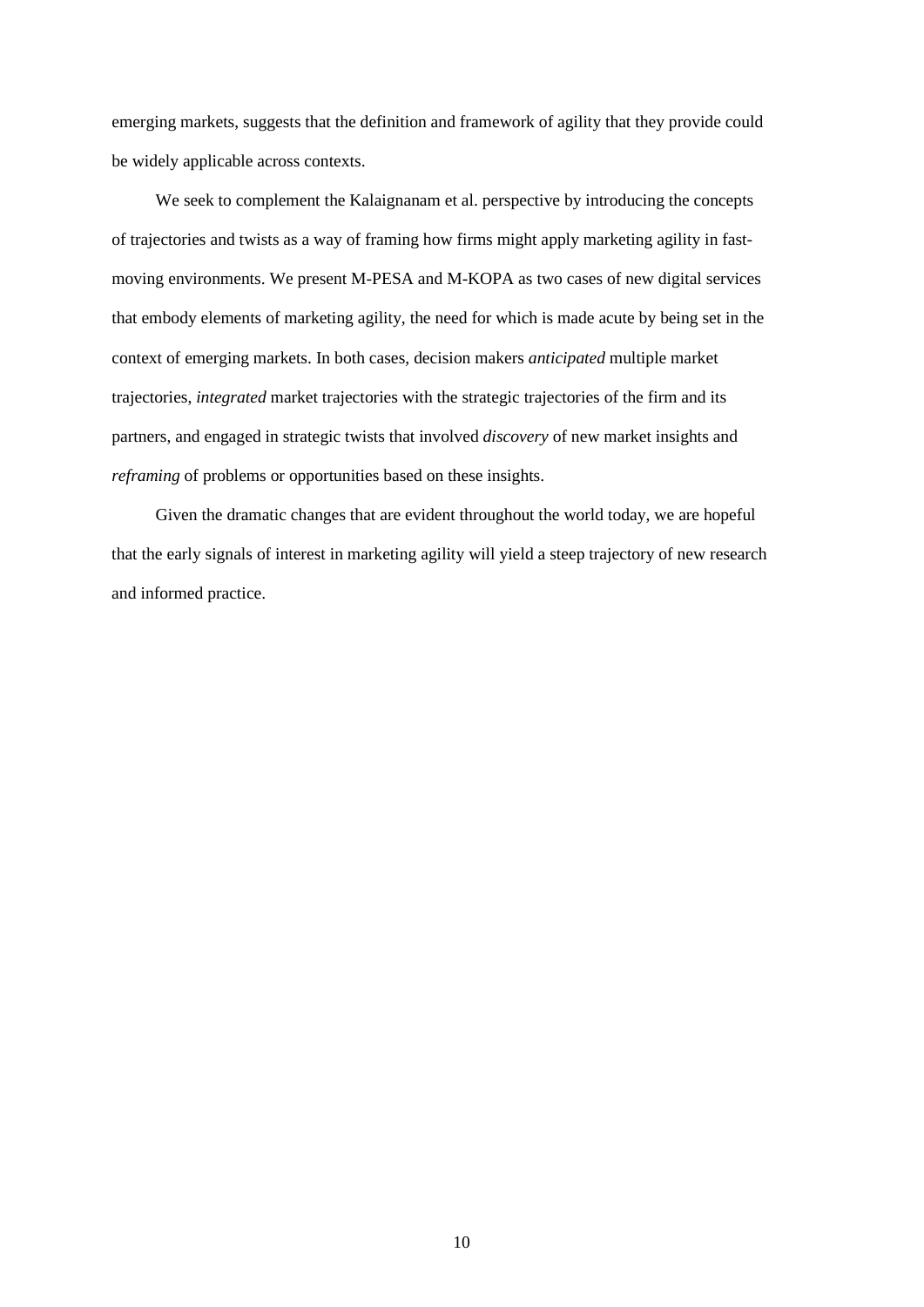emerging markets, suggests that the definition and framework of agility that they provide could be widely applicable across contexts.

We seek to complement the Kalaignanam et al. perspective by introducing the concepts of trajectories and twists as a way of framing how firms might apply marketing agility in fast-moving environments. We present M-PESA and M-KOPA as two cases of new digital services that embody elements of marketing agility, the need for which is made acute by being set in the context of emerging markets. In both cases, decision makers *anticipated* multiple market trajectories, *integrated* market trajectories with the strategic trajectories of the firm and its partners, and engaged in strategic twists that involved *discovery* of new market insights and *reframing* of problems or opportunities based on these insights.

Given the dramatic changes that are evident throughout the world today, we are hopeful that the early signals of interest in marketing agility will yield a steep trajectory of new research and informed practice.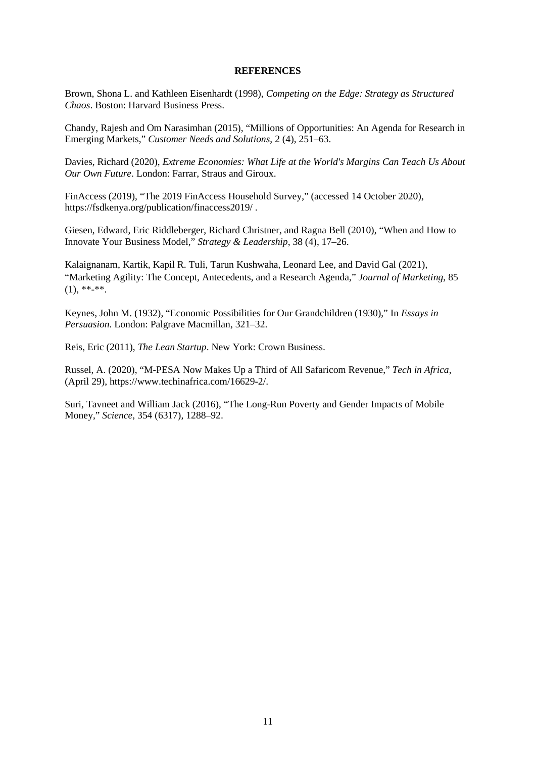## REFERENCES

Brown, Shona L. and Kathleen Eisenhardt (1998), *Competing on the Edge: Strategy as Structured Chaos*. Boston: Harvard Business Press.

Chandy, Rajesh and Om Narasimhan (2015), "Millions of Opportunities: An Agenda for Research in Emerging Markets," *Customer Needs and Solutions*, 2 (4), 251–63.

Davies, Richard (2020), *Extreme Economies: What Life at the World's Margins Can Teach Us About Our Own Future*. London: Farrar, Straus and Giroux.

FinAccess (2019), "The 2019 FinAccess Household Survey," (accessed 14 October 2020), https://fsdkenya.org/publication/finaccess2019/ .

Giesen, Edward, Eric Riddleberger, Richard Christner, and Ragna Bell (2010), "When and How to Innovate Your Business Model," *Strategy & Leadership*, 38 (4), 17–26.

Kalaignanam, Kartik, Kapil R. Tuli, Tarun Kushwaha, Leonard Lee, and David Gal (2021), "Marketing Agility: The Concept, Antecedents, and a Research Agenda," *Journal of Marketing*, 85 (1), **-**.

Keynes, John M. (1932), "Economic Possibilities for Our Grandchildren (1930)," In *Essays in Persuasion*. London: Palgrave Macmillan, 321–32.

Reis, Eric (2011), *The Lean Startup*. New York: Crown Business.

Russel, A. (2020), "M-PESA Now Makes Up a Third of All Safaricom Revenue," *Tech in Africa*, (April 29), https://www.techinafrica.com/16629-2/.

Suri, Tavneet and William Jack (2016), "The Long-Run Poverty and Gender Impacts of Mobile Money," *Science*, 354 (6317), 1288–92.